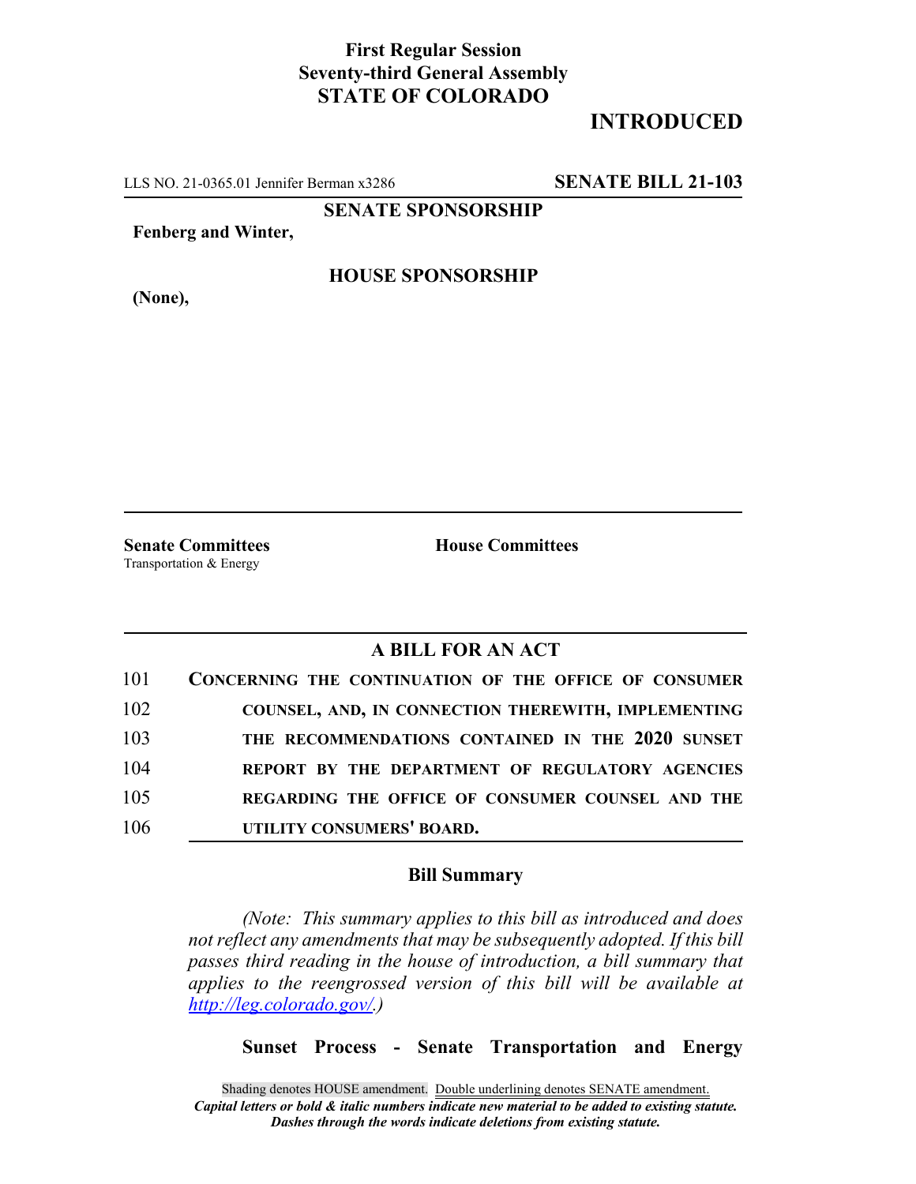**First Regular Session**
**Seventy-third General Assembly**
**STATE OF COLORADO**

# INTRODUCED

LLS NO. 21-0365.01 Jennifer Berman x3286 **SENATE BILL 21-103**

**SENATE SPONSORSHIP**

**Fenberg and Winter,**

**HOUSE SPONSORSHIP**

**(None),**

**Senate Committees**
Transportation & Energy

**House Committees**

## A BILL FOR AN ACT

101 **CONCERNING THE CONTINUATION OF THE OFFICE OF CONSUMER**
102 **COUNSEL, AND, IN CONNECTION THEREWITH, IMPLEMENTING**
103 **THE RECOMMENDATIONS CONTAINED IN THE 2020 SUNSET**
104 **REPORT BY THE DEPARTMENT OF REGULATORY AGENCIES**
105 **REGARDING THE OFFICE OF CONSUMER COUNSEL AND THE**
106 **UTILITY CONSUMERS' BOARD.**

### Bill Summary

*(Note: This summary applies to this bill as introduced and does not reflect any amendments that may be subsequently adopted. If this bill passes third reading in the house of introduction, a bill summary that applies to the reengrossed version of this bill will be available at http://leg.colorado.gov/.)*

**Sunset Process - Senate Transportation and Energy**

Shading denotes HOUSE amendment. Double underlining denotes SENATE amendment.
*Capital letters or bold & italic numbers indicate new material to be added to existing statute.*
*Dashes through the words indicate deletions from existing statute.*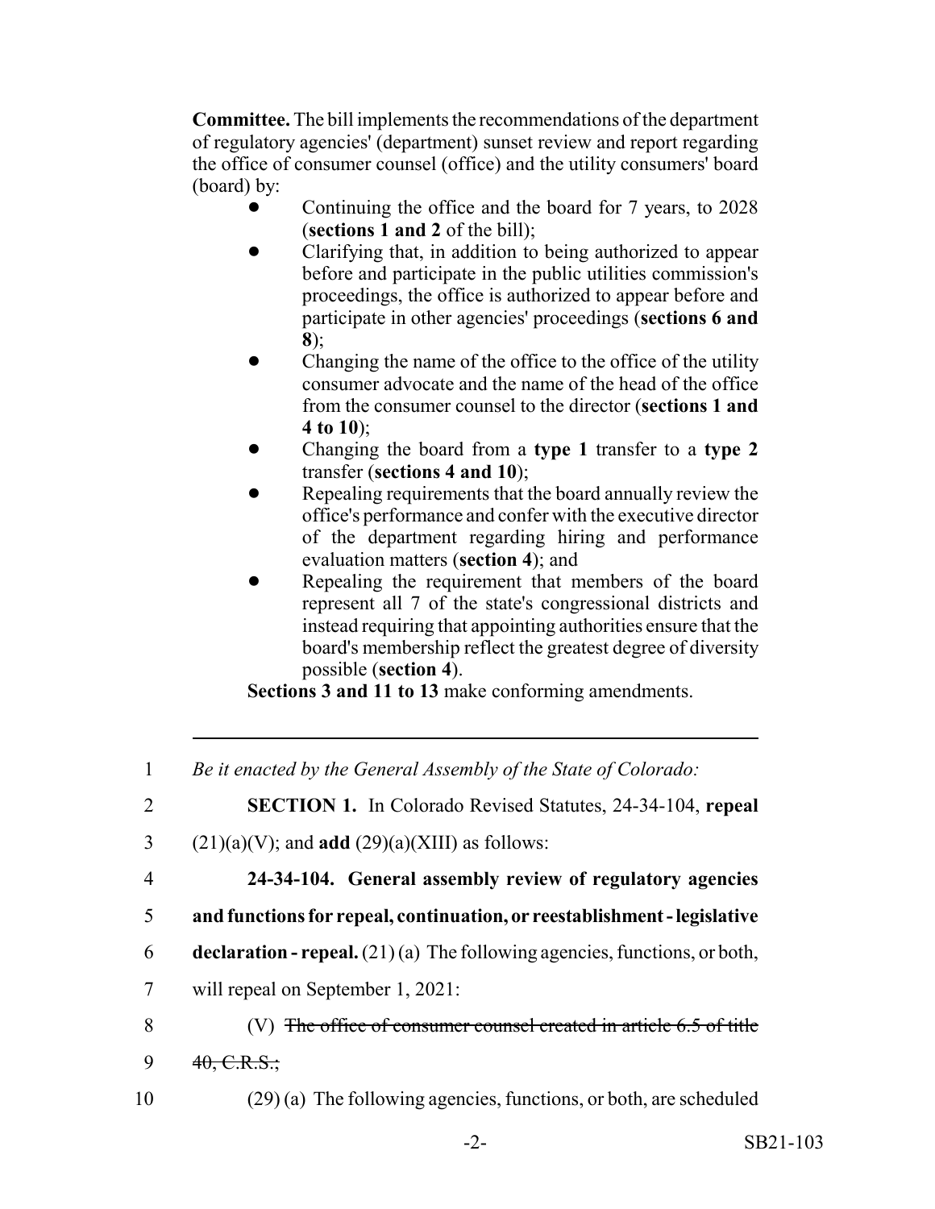**Committee.** The bill implements the recommendations of the department of regulatory agencies' (department) sunset review and report regarding the office of consumer counsel (office) and the utility consumers' board (board) by:

- Continuing the office and the board for 7 years, to 2028 (**sections 1 and 2** of the bill);
- Clarifying that, in addition to being authorized to appear before and participate in the public utilities commission's proceedings, the office is authorized to appear before and participate in other agencies' proceedings (**sections 6 and 8**);
- Changing the name of the office to the office of the utility consumer advocate and the name of the head of the office from the consumer counsel to the director (**sections 1 and 4 to 10**);
- Changing the board from a **type 1** transfer to a **type 2** transfer (**sections 4 and 10**);
- Repealing requirements that the board annually review the office's performance and confer with the executive director of the department regarding hiring and performance evaluation matters (**section 4**); and
- Repealing the requirement that members of the board represent all 7 of the state's congressional districts and instead requiring that appointing authorities ensure that the board's membership reflect the greatest degree of diversity possible (**section 4**).

**Sections 3 and 11 to 13** make conforming amendments.

---

1 *Be it enacted by the General Assembly of the State of Colorado:*

2 **SECTION 1.** In Colorado Revised Statutes, 24-34-104, **repeal**

3 (21)(a)(V); and **add** (29)(a)(XIII) as follows:

4 **24-34-104. General assembly review of regulatory agencies**

5 **and functions for repeal, continuation, or reestablishment - legislative**

6 **declaration - repeal.** (21) (a) The following agencies, functions, or both,

7 will repeal on September 1, 2021:

8 (V) ~~The office of consumer counsel created in article 6.5 of title~~

9 ~~40, C.R.S.;~~

10 (29) (a) The following agencies, functions, or both, are scheduled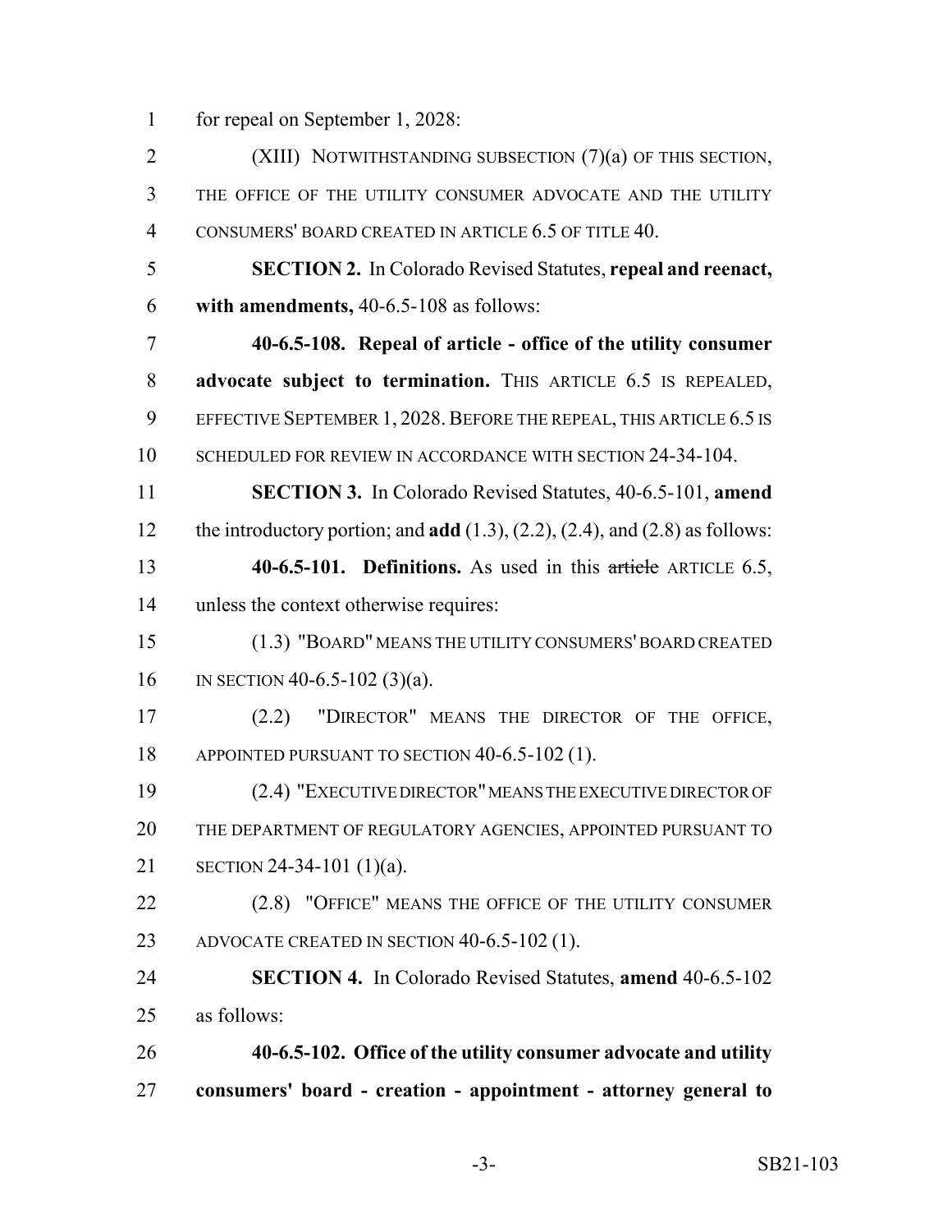for repeal on September 1, 2028:

(XIII) NOTWITHSTANDING SUBSECTION (7)(a) OF THIS SECTION, THE OFFICE OF THE UTILITY CONSUMER ADVOCATE AND THE UTILITY CONSUMERS' BOARD CREATED IN ARTICLE 6.5 OF TITLE 40.

**SECTION 2.** In Colorado Revised Statutes, **repeal and reenact, with amendments,** 40-6.5-108 as follows:

**40-6.5-108. Repeal of article - office of the utility consumer advocate subject to termination.** THIS ARTICLE 6.5 IS REPEALED, EFFECTIVE SEPTEMBER 1, 2028. BEFORE THE REPEAL, THIS ARTICLE 6.5 IS SCHEDULED FOR REVIEW IN ACCORDANCE WITH SECTION 24-34-104.

**SECTION 3.** In Colorado Revised Statutes, 40-6.5-101, **amend** the introductory portion; and **add** (1.3), (2.2), (2.4), and (2.8) as follows:

**40-6.5-101. Definitions.** As used in this ~~article~~ ARTICLE 6.5, unless the context otherwise requires:

(1.3) "BOARD" MEANS THE UTILITY CONSUMERS' BOARD CREATED IN SECTION 40-6.5-102 (3)(a).

(2.2) "DIRECTOR" MEANS THE DIRECTOR OF THE OFFICE, APPOINTED PURSUANT TO SECTION 40-6.5-102 (1).

(2.4) "EXECUTIVE DIRECTOR" MEANS THE EXECUTIVE DIRECTOR OF THE DEPARTMENT OF REGULATORY AGENCIES, APPOINTED PURSUANT TO SECTION 24-34-101 (1)(a).

(2.8) "OFFICE" MEANS THE OFFICE OF THE UTILITY CONSUMER ADVOCATE CREATED IN SECTION 40-6.5-102 (1).

**SECTION 4.** In Colorado Revised Statutes, **amend** 40-6.5-102 as follows:

**40-6.5-102. Office of the utility consumer advocate and utility consumers' board - creation - appointment - attorney general to**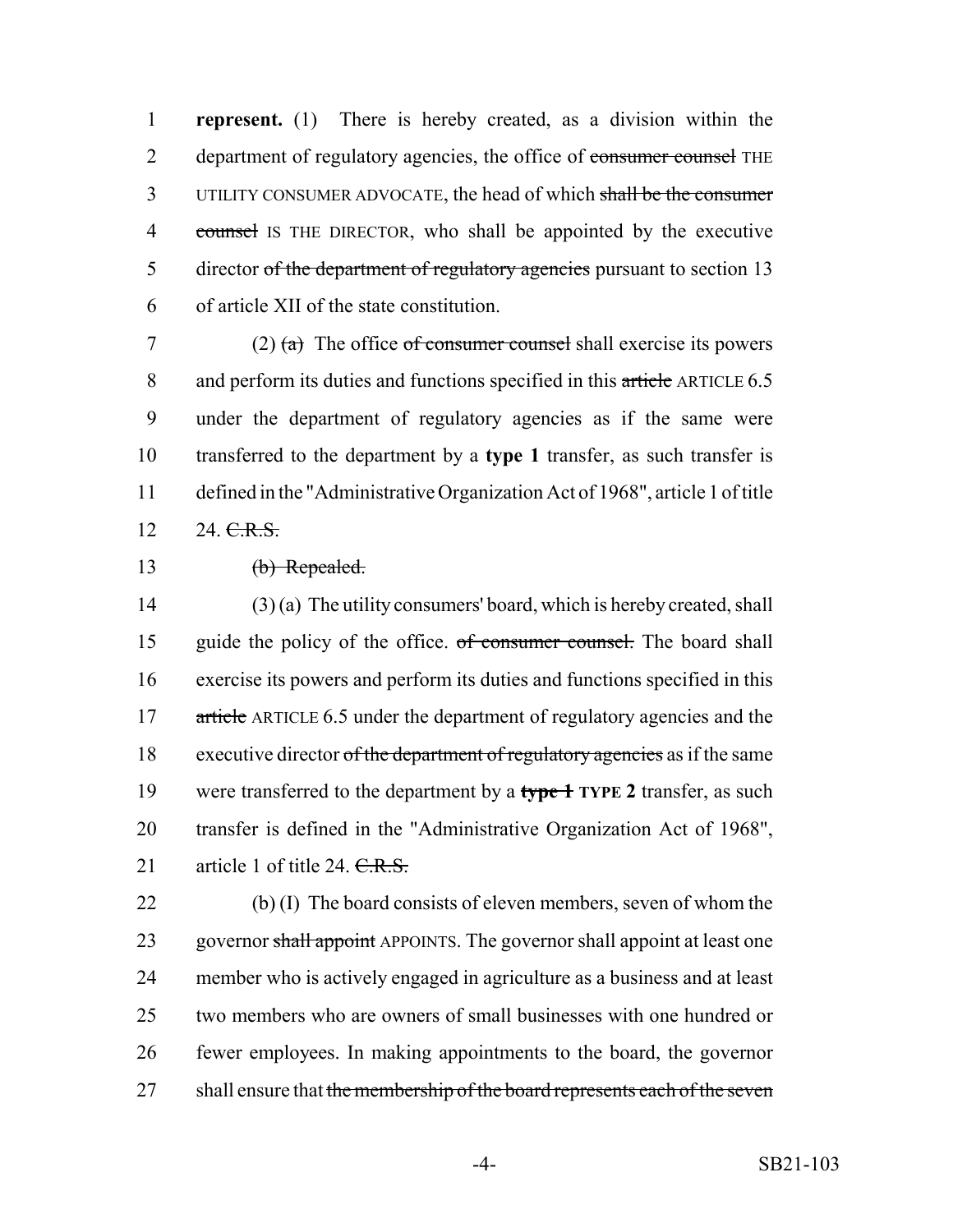**represent.** (1) There is hereby created, as a division within the department of regulatory agencies, the office of ~~consumer counsel~~ THE UTILITY CONSUMER ADVOCATE, the head of which ~~shall be the consumer counsel~~ IS THE DIRECTOR, who shall be appointed by the executive director ~~of the department of regulatory agencies~~ pursuant to section 13 of article XII of the state constitution.

(2) ~~(a)~~ The office ~~of consumer counsel~~ shall exercise its powers and perform its duties and functions specified in this ~~article~~ ARTICLE 6.5 under the department of regulatory agencies as if the same were transferred to the department by a **type 1** transfer, as such transfer is defined in the "Administrative Organization Act of 1968", article 1 of title 24. ~~C.R.S.~~

~~(b) Repealed.~~

(3) (a) The utility consumers' board, which is hereby created, shall guide the policy of the office. ~~of consumer counsel.~~ The board shall exercise its powers and perform its duties and functions specified in this ~~article~~ ARTICLE 6.5 under the department of regulatory agencies and the executive director ~~of the department of regulatory agencies~~ as if the same were transferred to the department by a ~~**type 1**~~ **TYPE 2** transfer, as such transfer is defined in the "Administrative Organization Act of 1968", article 1 of title 24. ~~C.R.S.~~

(b) (I) The board consists of eleven members, seven of whom the governor ~~shall appoint~~ APPOINTS. The governor shall appoint at least one member who is actively engaged in agriculture as a business and at least two members who are owners of small businesses with one hundred or fewer employees. In making appointments to the board, the governor shall ensure that ~~the membership of the board represents each of the seven~~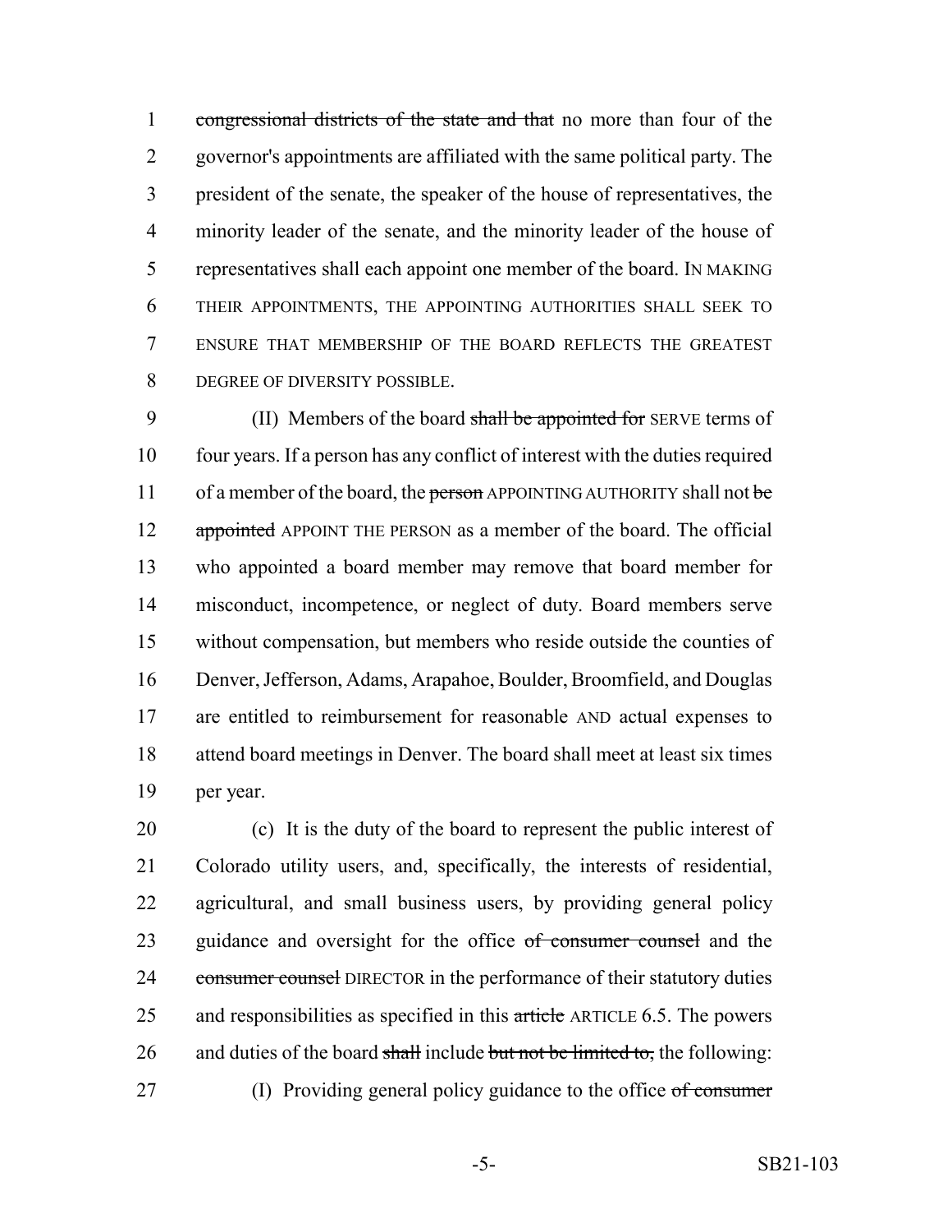congressional districts of the state and that no more than four of the governor's appointments are affiliated with the same political party. The president of the senate, the speaker of the house of representatives, the minority leader of the senate, and the minority leader of the house of representatives shall each appoint one member of the board. IN MAKING THEIR APPOINTMENTS, THE APPOINTING AUTHORITIES SHALL SEEK TO ENSURE THAT MEMBERSHIP OF THE BOARD REFLECTS THE GREATEST DEGREE OF DIVERSITY POSSIBLE.

(II) Members of the board shall be appointed for SERVE terms of four years. If a person has any conflict of interest with the duties required of a member of the board, the person APPOINTING AUTHORITY shall not be appointed APPOINT THE PERSON as a member of the board. The official who appointed a board member may remove that board member for misconduct, incompetence, or neglect of duty. Board members serve without compensation, but members who reside outside the counties of Denver, Jefferson, Adams, Arapahoe, Boulder, Broomfield, and Douglas are entitled to reimbursement for reasonable AND actual expenses to attend board meetings in Denver. The board shall meet at least six times per year.

(c) It is the duty of the board to represent the public interest of Colorado utility users, and, specifically, the interests of residential, agricultural, and small business users, by providing general policy guidance and oversight for the office of consumer counsel and the consumer counsel DIRECTOR in the performance of their statutory duties and responsibilities as specified in this article ARTICLE 6.5. The powers and duties of the board shall include but not be limited to, the following:

(I) Providing general policy guidance to the office of consumer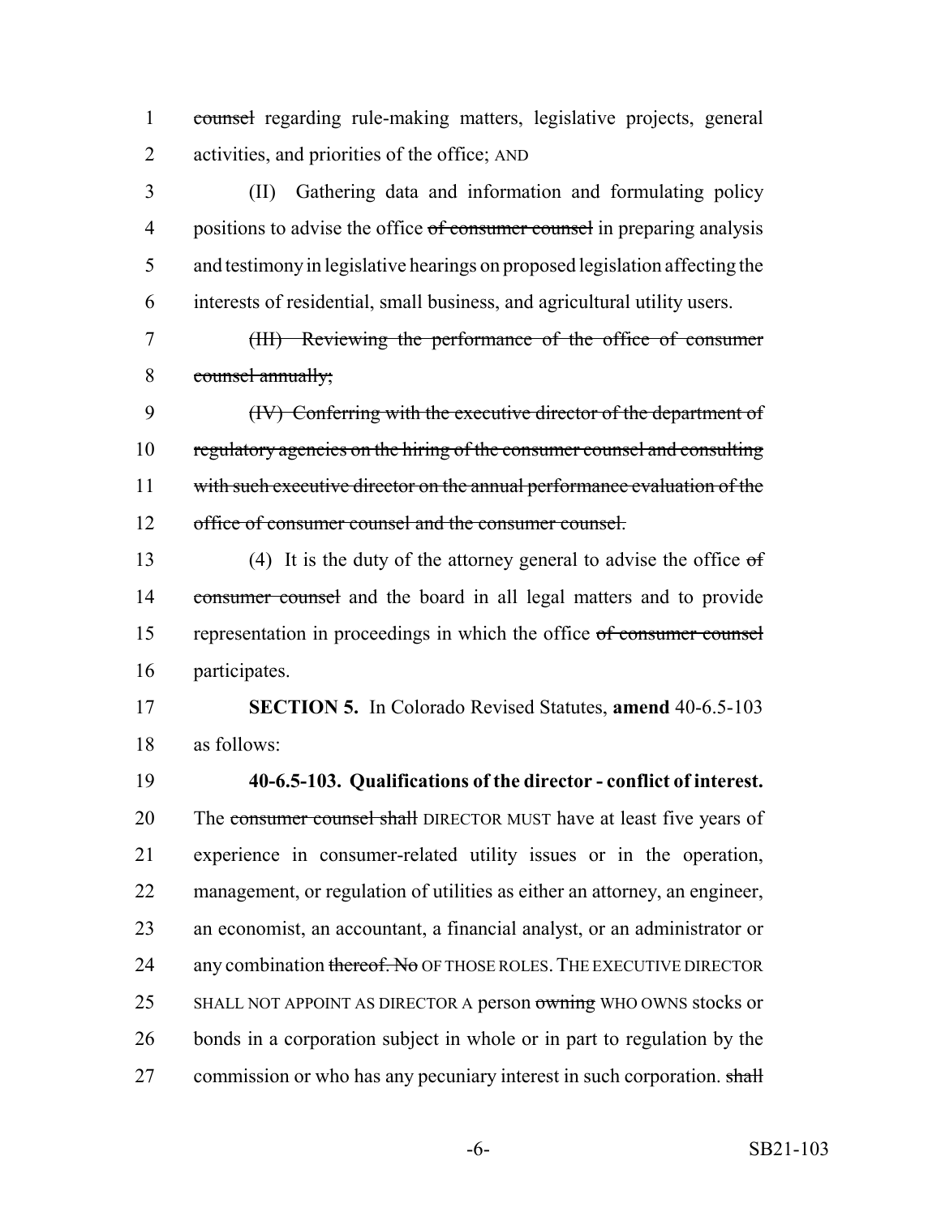~~counsel~~ regarding rule-making matters, legislative projects, general activities, and priorities of the office; AND

(II) Gathering data and information and formulating policy positions to advise the office ~~of consumer counsel~~ in preparing analysis and testimony in legislative hearings on proposed legislation affecting the interests of residential, small business, and agricultural utility users.

~~(III) Reviewing the performance of the office of consumer counsel annually;~~

~~(IV) Conferring with the executive director of the department of regulatory agencies on the hiring of the consumer counsel and consulting with such executive director on the annual performance evaluation of the office of consumer counsel and the consumer counsel.~~

(4) It is the duty of the attorney general to advise the office ~~of consumer counsel~~ and the board in all legal matters and to provide representation in proceedings in which the office ~~of consumer counsel~~ participates.

**SECTION 5.** In Colorado Revised Statutes, **amend** 40-6.5-103 as follows:

**40-6.5-103. Qualifications of the director - conflict of interest.** The ~~consumer counsel shall~~ DIRECTOR MUST have at least five years of experience in consumer-related utility issues or in the operation, management, or regulation of utilities as either an attorney, an engineer, an economist, an accountant, a financial analyst, or an administrator or any combination ~~thereof. No~~ OF THOSE ROLES. THE EXECUTIVE DIRECTOR SHALL NOT APPOINT AS DIRECTOR A person ~~owning~~ WHO OWNS stocks or bonds in a corporation subject in whole or in part to regulation by the commission or who has any pecuniary interest in such corporation. ~~shall~~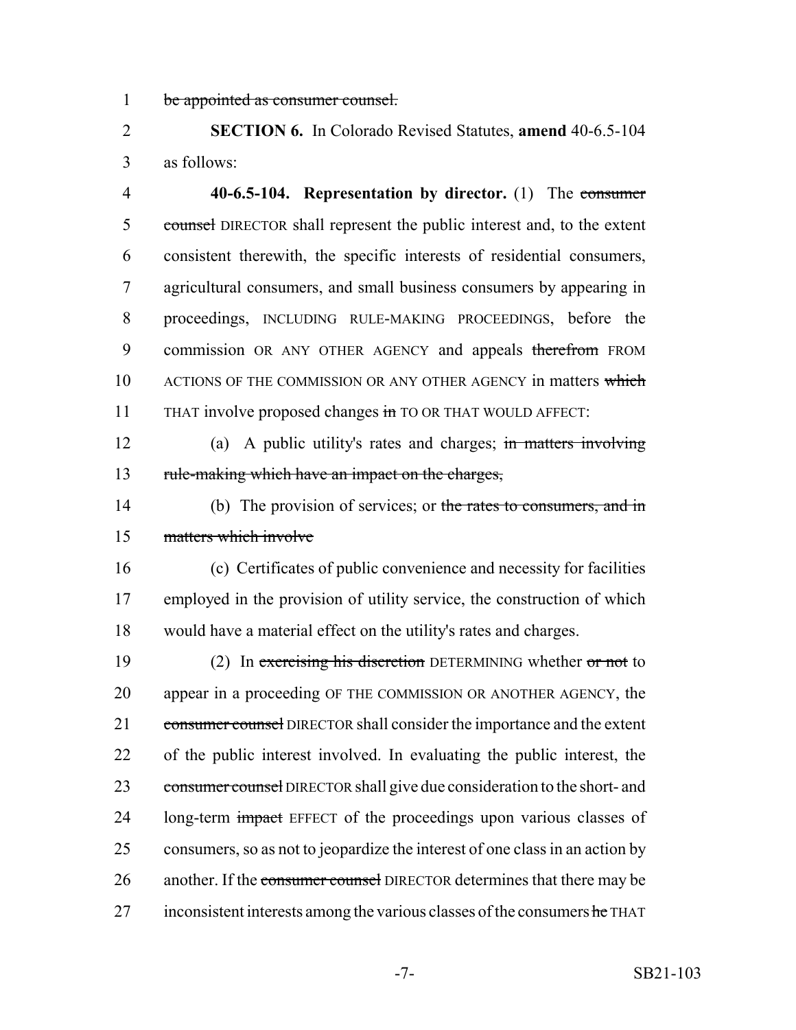be appointed as consumer counsel.

**SECTION 6.** In Colorado Revised Statutes, **amend** 40-6.5-104 as follows:

**40-6.5-104. Representation by director.** (1) The consumer counsel DIRECTOR shall represent the public interest and, to the extent consistent therewith, the specific interests of residential consumers, agricultural consumers, and small business consumers by appearing in proceedings, INCLUDING RULE-MAKING PROCEEDINGS, before the commission OR ANY OTHER AGENCY and appeals therefrom FROM ACTIONS OF THE COMMISSION OR ANY OTHER AGENCY in matters which THAT involve proposed changes in TO OR THAT WOULD AFFECT:

(a) A public utility's rates and charges; in matters involving rule-making which have an impact on the charges,

(b) The provision of services; or the rates to consumers, and in matters which involve

(c) Certificates of public convenience and necessity for facilities employed in the provision of utility service, the construction of which would have a material effect on the utility's rates and charges.

(2) In exercising his discretion DETERMINING whether or not to appear in a proceeding OF THE COMMISSION OR ANOTHER AGENCY, the consumer counsel DIRECTOR shall consider the importance and the extent of the public interest involved. In evaluating the public interest, the consumer counsel DIRECTOR shall give due consideration to the short- and long-term impact EFFECT of the proceedings upon various classes of consumers, so as not to jeopardize the interest of one class in an action by another. If the consumer counsel DIRECTOR determines that there may be inconsistent interests among the various classes of the consumers he THAT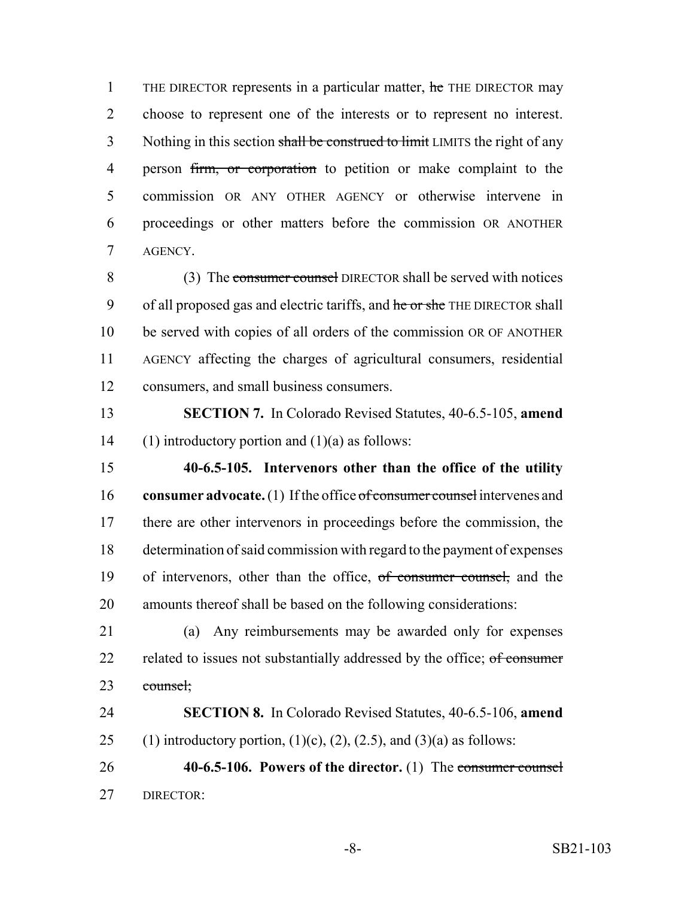THE DIRECTOR represents in a particular matter, ~~he~~ THE DIRECTOR may choose to represent one of the interests or to represent no interest. Nothing in this section ~~shall be construed to limit~~ LIMITS the right of any person ~~firm, or corporation~~ to petition or make complaint to the commission OR ANY OTHER AGENCY or otherwise intervene in proceedings or other matters before the commission OR ANOTHER AGENCY.

(3) The ~~consumer counsel~~ DIRECTOR shall be served with notices of all proposed gas and electric tariffs, and ~~he or she~~ THE DIRECTOR shall be served with copies of all orders of the commission OR OF ANOTHER AGENCY affecting the charges of agricultural consumers, residential consumers, and small business consumers.

**SECTION 7.** In Colorado Revised Statutes, 40-6.5-105, **amend** (1) introductory portion and (1)(a) as follows:

**40-6.5-105. Intervenors other than the office of the utility consumer advocate.** (1) If the office ~~of consumer counsel~~ intervenes and there are other intervenors in proceedings before the commission, the determination of said commission with regard to the payment of expenses of intervenors, other than the office, ~~of consumer counsel,~~ and the amounts thereof shall be based on the following considerations:

(a) Any reimbursements may be awarded only for expenses related to issues not substantially addressed by the office; ~~of consumer counsel;~~

**SECTION 8.** In Colorado Revised Statutes, 40-6.5-106, **amend** (1) introductory portion, (1)(c), (2), (2.5), and (3)(a) as follows:

**40-6.5-106. Powers of the director.** (1) The ~~consumer counsel~~ DIRECTOR: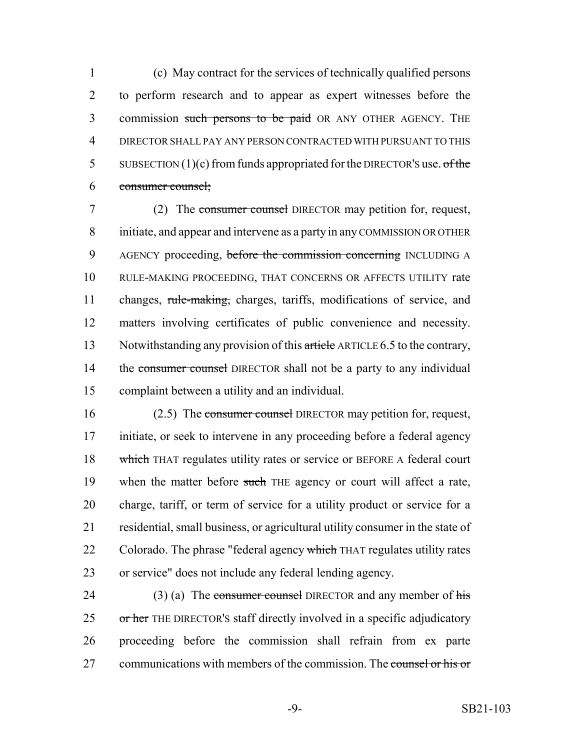(c) May contract for the services of technically qualified persons to perform research and to appear as expert witnesses before the commission ~~such persons to be paid~~ OR ANY OTHER AGENCY. THE DIRECTOR SHALL PAY ANY PERSON CONTRACTED WITH PURSUANT TO THIS SUBSECTION (1)(c) from funds appropriated for the DIRECTOR'S use. ~~of the consumer counsel;~~

(2) The ~~consumer counsel~~ DIRECTOR may petition for, request, initiate, and appear and intervene as a party in any COMMISSION OR OTHER AGENCY proceeding, ~~before the commission concerning~~ INCLUDING A RULE-MAKING PROCEEDING, THAT CONCERNS OR AFFECTS UTILITY rate changes, ~~rule-making,~~ charges, tariffs, modifications of service, and matters involving certificates of public convenience and necessity. Notwithstanding any provision of this ~~article~~ ARTICLE 6.5 to the contrary, the ~~consumer counsel~~ DIRECTOR shall not be a party to any individual complaint between a utility and an individual.

(2.5) The ~~consumer counsel~~ DIRECTOR may petition for, request, initiate, or seek to intervene in any proceeding before a federal agency ~~which~~ THAT regulates utility rates or service or BEFORE A federal court when the matter before ~~such~~ THE agency or court will affect a rate, charge, tariff, or term of service for a utility product or service for a residential, small business, or agricultural utility consumer in the state of Colorado. The phrase "federal agency ~~which~~ THAT regulates utility rates or service" does not include any federal lending agency.

(3) (a) The ~~consumer counsel~~ DIRECTOR and any member of ~~his or her~~ THE DIRECTOR'S staff directly involved in a specific adjudicatory proceeding before the commission shall refrain from ex parte communications with members of the commission. The ~~counsel or his or~~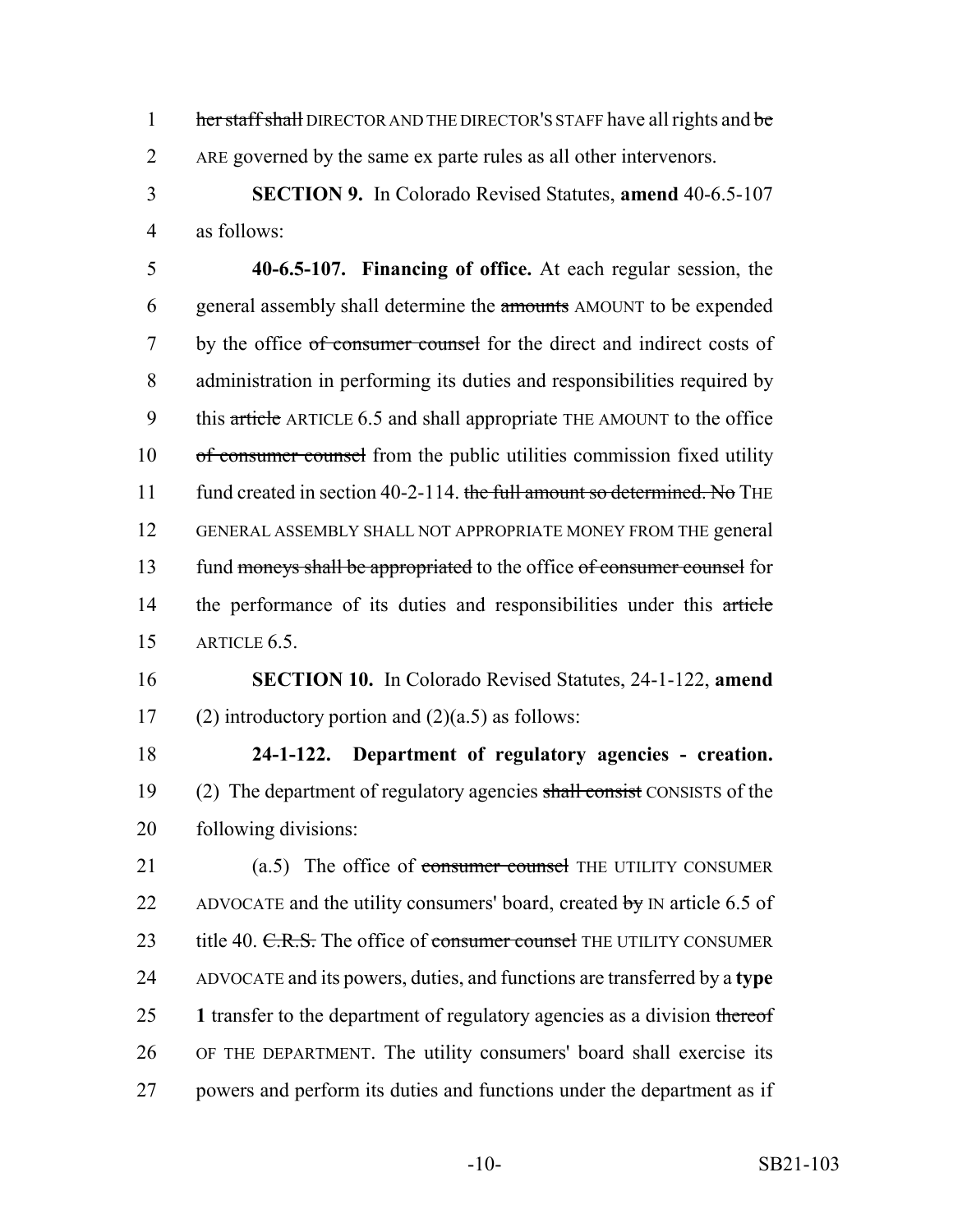her staff shall DIRECTOR AND THE DIRECTOR'S STAFF have all rights and be ARE governed by the same ex parte rules as all other intervenors.

**SECTION 9.** In Colorado Revised Statutes, **amend** 40-6.5-107 as follows:

**40-6.5-107. Financing of office.** At each regular session, the general assembly shall determine the amounts AMOUNT to be expended by the office of consumer counsel for the direct and indirect costs of administration in performing its duties and responsibilities required by this article ARTICLE 6.5 and shall appropriate THE AMOUNT to the office of consumer counsel from the public utilities commission fixed utility fund created in section 40-2-114. the full amount so determined. No THE GENERAL ASSEMBLY SHALL NOT APPROPRIATE MONEY FROM THE general fund moneys shall be appropriated to the office of consumer counsel for the performance of its duties and responsibilities under this article ARTICLE 6.5.

**SECTION 10.** In Colorado Revised Statutes, 24-1-122, **amend** (2) introductory portion and (2)(a.5) as follows:

**24-1-122. Department of regulatory agencies - creation.** (2) The department of regulatory agencies shall consist CONSISTS of the following divisions:

(a.5) The office of consumer counsel THE UTILITY CONSUMER ADVOCATE and the utility consumers' board, created by IN article 6.5 of title 40. C.R.S. The office of consumer counsel THE UTILITY CONSUMER ADVOCATE and its powers, duties, and functions are transferred by a **type 1** transfer to the department of regulatory agencies as a division thereof OF THE DEPARTMENT. The utility consumers' board shall exercise its powers and perform its duties and functions under the department as if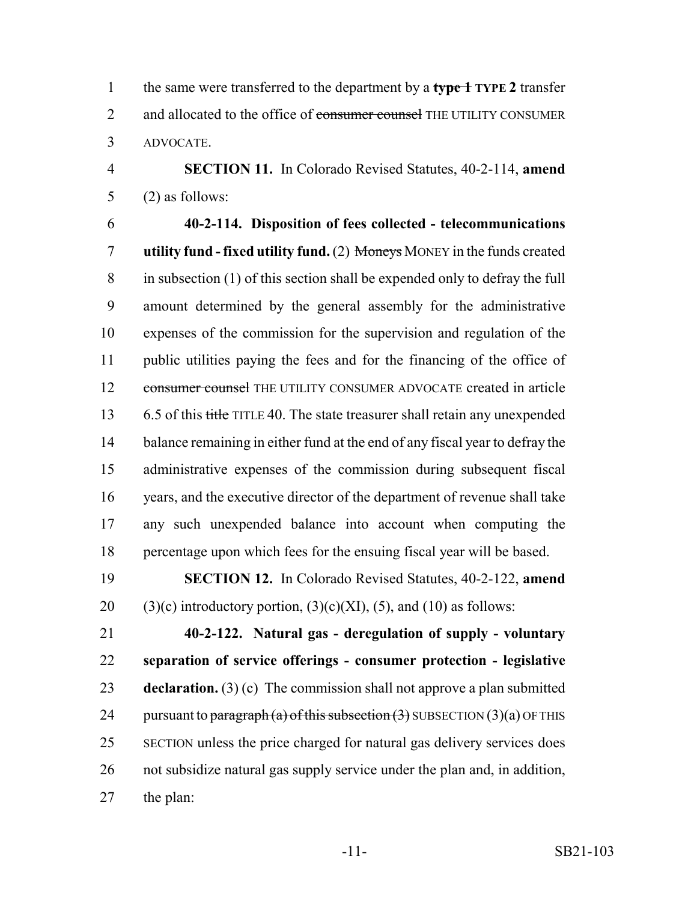the same were transferred to the department by a ~~type 1~~ **TYPE 2** transfer and allocated to the office of ~~consumer counsel~~ THE UTILITY CONSUMER ADVOCATE.

**SECTION 11.** In Colorado Revised Statutes, 40-2-114, **amend** (2) as follows:

**40-2-114. Disposition of fees collected - telecommunications utility fund - fixed utility fund.** (2) ~~Moneys~~ MONEY in the funds created in subsection (1) of this section shall be expended only to defray the full amount determined by the general assembly for the administrative expenses of the commission for the supervision and regulation of the public utilities paying the fees and for the financing of the office of ~~consumer counsel~~ THE UTILITY CONSUMER ADVOCATE created in article 6.5 of this ~~title~~ TITLE 40. The state treasurer shall retain any unexpended balance remaining in either fund at the end of any fiscal year to defray the administrative expenses of the commission during subsequent fiscal years, and the executive director of the department of revenue shall take any such unexpended balance into account when computing the percentage upon which fees for the ensuing fiscal year will be based.

**SECTION 12.** In Colorado Revised Statutes, 40-2-122, **amend** (3)(c) introductory portion, (3)(c)(XI), (5), and (10) as follows:

**40-2-122. Natural gas - deregulation of supply - voluntary separation of service offerings - consumer protection - legislative declaration.** (3) (c) The commission shall not approve a plan submitted pursuant to ~~paragraph (a) of this subsection (3)~~ SUBSECTION (3)(a) OF THIS SECTION unless the price charged for natural gas delivery services does not subsidize natural gas supply service under the plan and, in addition, the plan: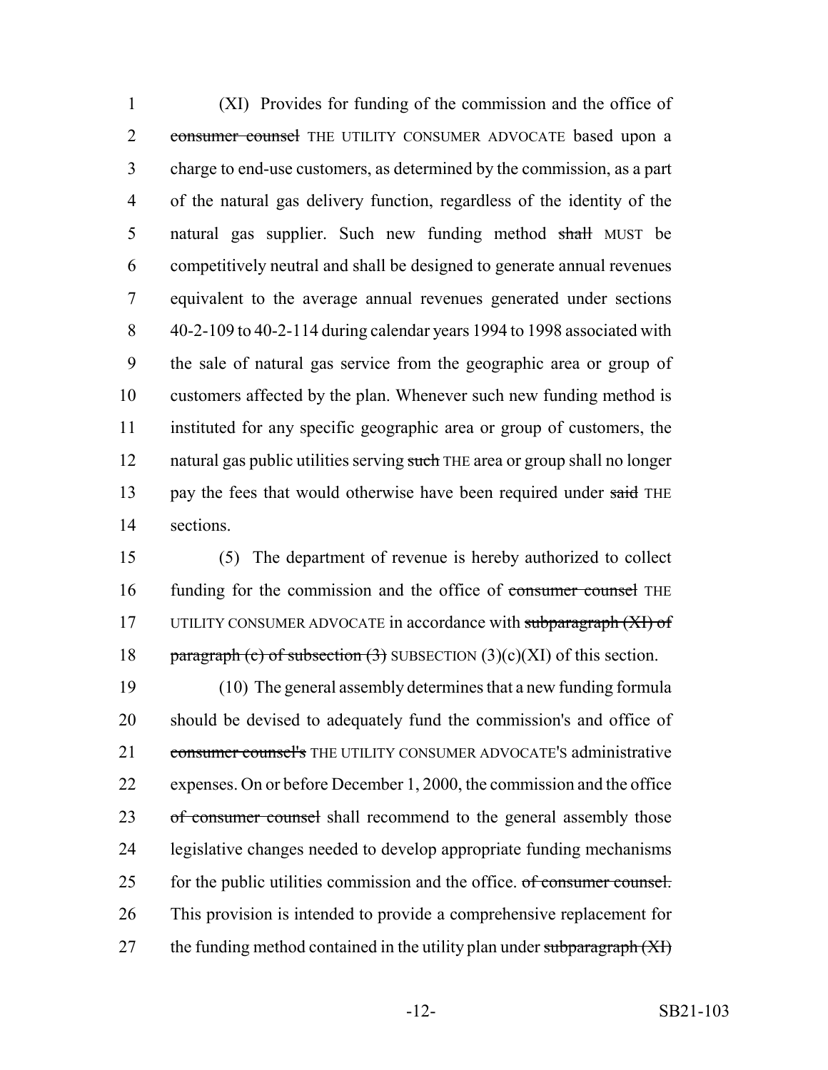(XI) Provides for funding of the commission and the office of ~~consumer counsel~~ THE UTILITY CONSUMER ADVOCATE based upon a charge to end-use customers, as determined by the commission, as a part of the natural gas delivery function, regardless of the identity of the natural gas supplier. Such new funding method ~~shall~~ MUST be competitively neutral and shall be designed to generate annual revenues equivalent to the average annual revenues generated under sections 40-2-109 to 40-2-114 during calendar years 1994 to 1998 associated with the sale of natural gas service from the geographic area or group of customers affected by the plan. Whenever such new funding method is instituted for any specific geographic area or group of customers, the natural gas public utilities serving ~~such~~ THE area or group shall no longer pay the fees that would otherwise have been required under ~~said~~ THE sections.

(5) The department of revenue is hereby authorized to collect funding for the commission and the office of ~~consumer counsel~~ THE UTILITY CONSUMER ADVOCATE in accordance with ~~subparagraph (XI) of paragraph (c) of subsection (3)~~ SUBSECTION (3)(c)(XI) of this section.

(10) The general assembly determines that a new funding formula should be devised to adequately fund the commission's and office of ~~consumer counsel's~~ THE UTILITY CONSUMER ADVOCATE'S administrative expenses. On or before December 1, 2000, the commission and the office ~~of consumer counsel~~ shall recommend to the general assembly those legislative changes needed to develop appropriate funding mechanisms for the public utilities commission and the office. ~~of consumer counsel.~~ This provision is intended to provide a comprehensive replacement for the funding method contained in the utility plan under ~~subparagraph (XI)~~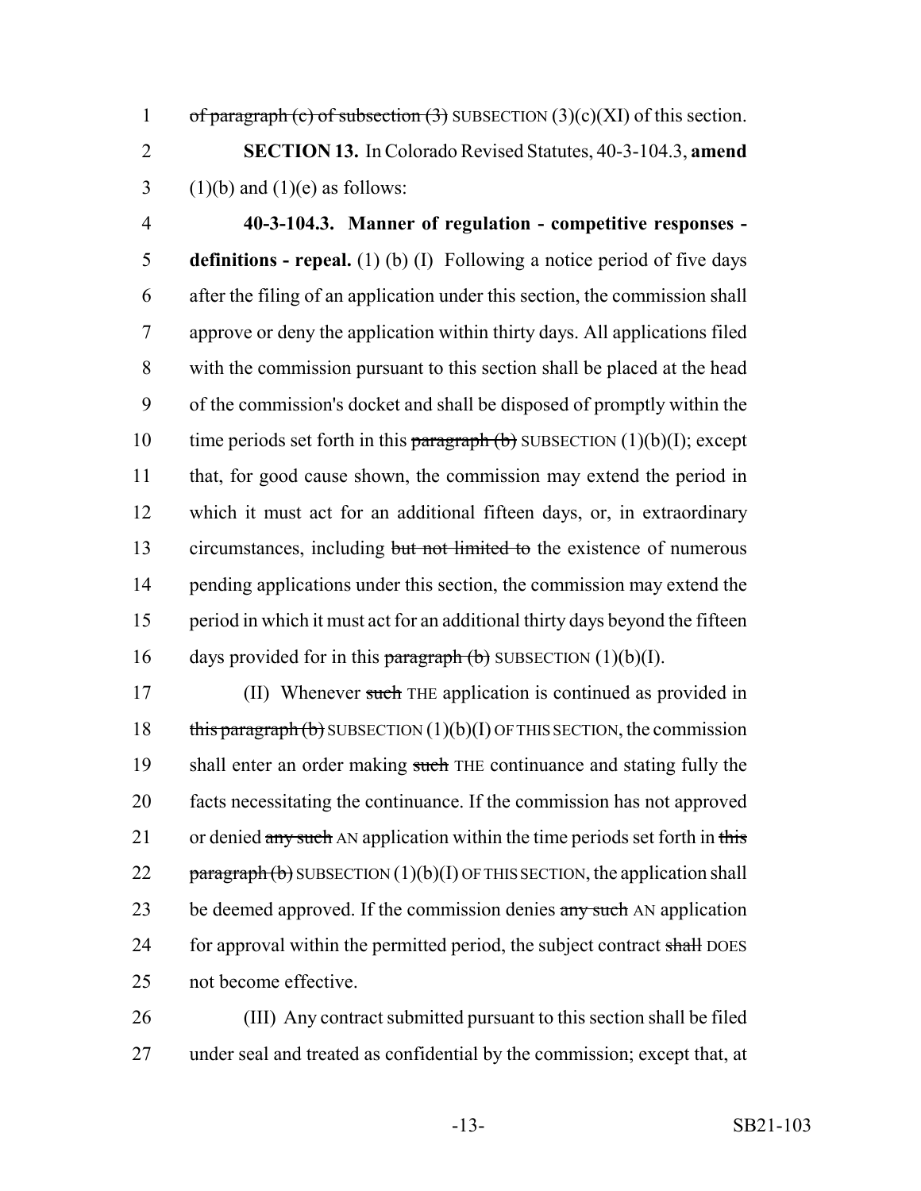~~of paragraph (c) of subsection (3)~~ SUBSECTION (3)(c)(XI) of this section.

**SECTION 13.** In Colorado Revised Statutes, 40-3-104.3, **amend** (1)(b) and (1)(e) as follows:

**40-3-104.3. Manner of regulation - competitive responses - definitions - repeal.** (1) (b) (I) Following a notice period of five days after the filing of an application under this section, the commission shall approve or deny the application within thirty days. All applications filed with the commission pursuant to this section shall be placed at the head of the commission's docket and shall be disposed of promptly within the time periods set forth in this ~~paragraph (b)~~ SUBSECTION (1)(b)(I); except that, for good cause shown, the commission may extend the period in which it must act for an additional fifteen days, or, in extraordinary circumstances, including ~~but not limited to~~ the existence of numerous pending applications under this section, the commission may extend the period in which it must act for an additional thirty days beyond the fifteen days provided for in this ~~paragraph (b)~~ SUBSECTION (1)(b)(I).

(II) Whenever ~~such~~ THE application is continued as provided in ~~this paragraph (b)~~ SUBSECTION (1)(b)(I) OF THIS SECTION, the commission shall enter an order making ~~such~~ THE continuance and stating fully the facts necessitating the continuance. If the commission has not approved or denied ~~any such~~ AN application within the time periods set forth in ~~this paragraph (b)~~ SUBSECTION (1)(b)(I) OF THIS SECTION, the application shall be deemed approved. If the commission denies ~~any such~~ AN application for approval within the permitted period, the subject contract ~~shall~~ DOES not become effective.

(III) Any contract submitted pursuant to this section shall be filed under seal and treated as confidential by the commission; except that, at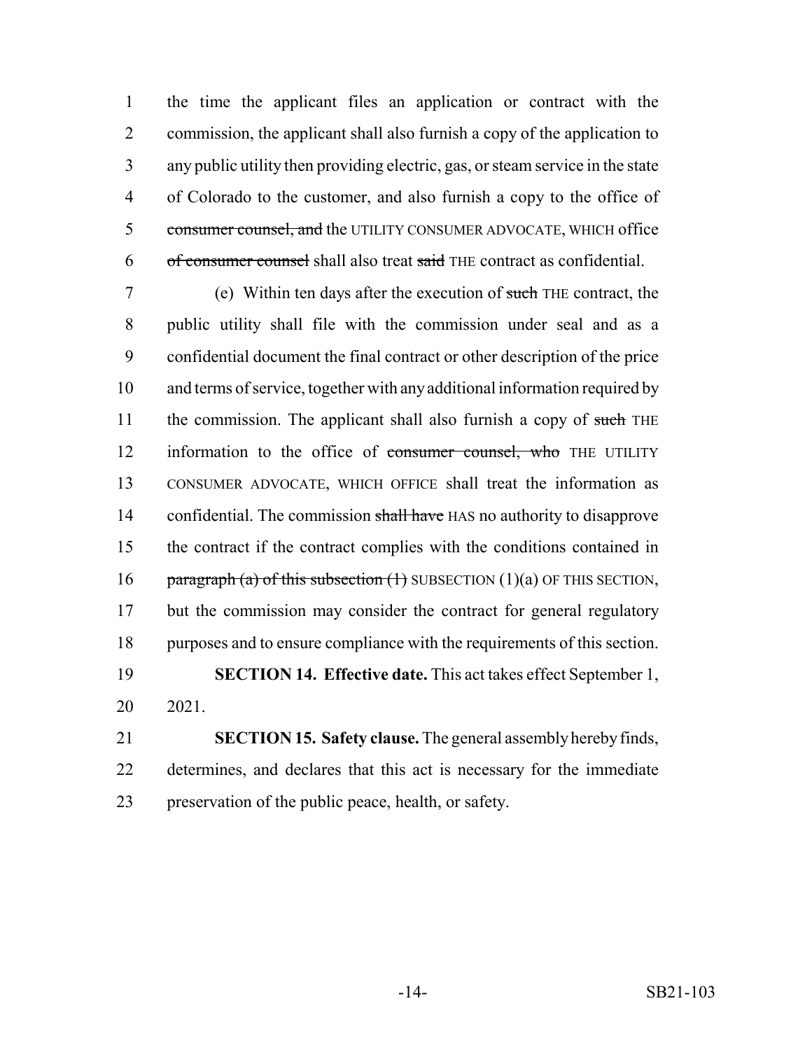the time the applicant files an application or contract with the commission, the applicant shall also furnish a copy of the application to any public utility then providing electric, gas, or steam service in the state of Colorado to the customer, and also furnish a copy to the office of ~~consumer counsel, and~~ the UTILITY CONSUMER ADVOCATE, WHICH office ~~of consumer counsel~~ shall also treat ~~said~~ THE contract as confidential.

(e) Within ten days after the execution of ~~such~~ THE contract, the public utility shall file with the commission under seal and as a confidential document the final contract or other description of the price and terms of service, together with any additional information required by the commission. The applicant shall also furnish a copy of ~~such~~ THE information to the office of ~~consumer counsel, who~~ THE UTILITY CONSUMER ADVOCATE, WHICH OFFICE shall treat the information as confidential. The commission ~~shall have~~ HAS no authority to disapprove the contract if the contract complies with the conditions contained in ~~paragraph (a) of this subsection (1)~~ SUBSECTION (1)(a) OF THIS SECTION, but the commission may consider the contract for general regulatory purposes and to ensure compliance with the requirements of this section.

**SECTION 14. Effective date.** This act takes effect September 1, 2021.

**SECTION 15. Safety clause.** The general assembly hereby finds, determines, and declares that this act is necessary for the immediate preservation of the public peace, health, or safety.